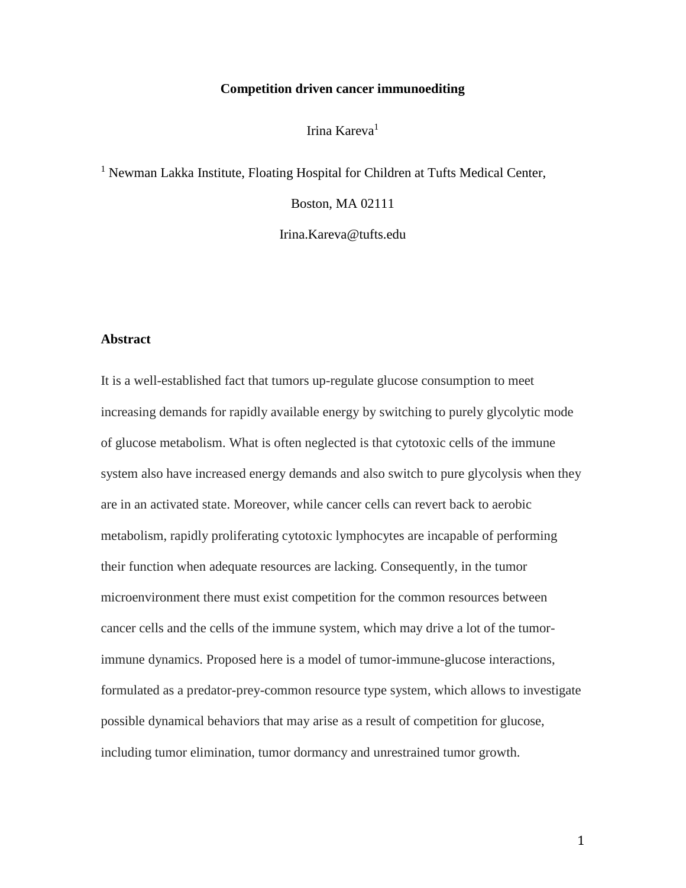# Competition driven cancer immunoediting

Irina Kareva[1]

[1] Newman Lakka Institute, Floating Hospital for Children at Tufts Medical Center, Boston, MA 02111

Irina.Kareva@tufts.edu

## Abstract

It is a well-established fact that tumors up-regulate glucose consumption to meet increasing demands for rapidly available energy by switching to purely glycolytic mode of glucose metabolism. What is often neglected is that cytotoxic cells of the immune system also have increased energy demands and also switch to pure glycolysis when they are in an activated state. Moreover, while cancer cells can revert back to aerobic metabolism, rapidly proliferating cytotoxic lymphocytes are incapable of performing their function when adequate resources are lacking. Consequently, in the tumor microenvironment there must exist competition for the common resources between cancer cells and the cells of the immune system, which may drive a lot of the tumor-immune dynamics. Proposed here is a model of tumor-immune-glucose interactions, formulated as a predator-prey-common resource type system, which allows to investigate possible dynamical behaviors that may arise as a result of competition for glucose, including tumor elimination, tumor dormancy and unrestrained tumor growth.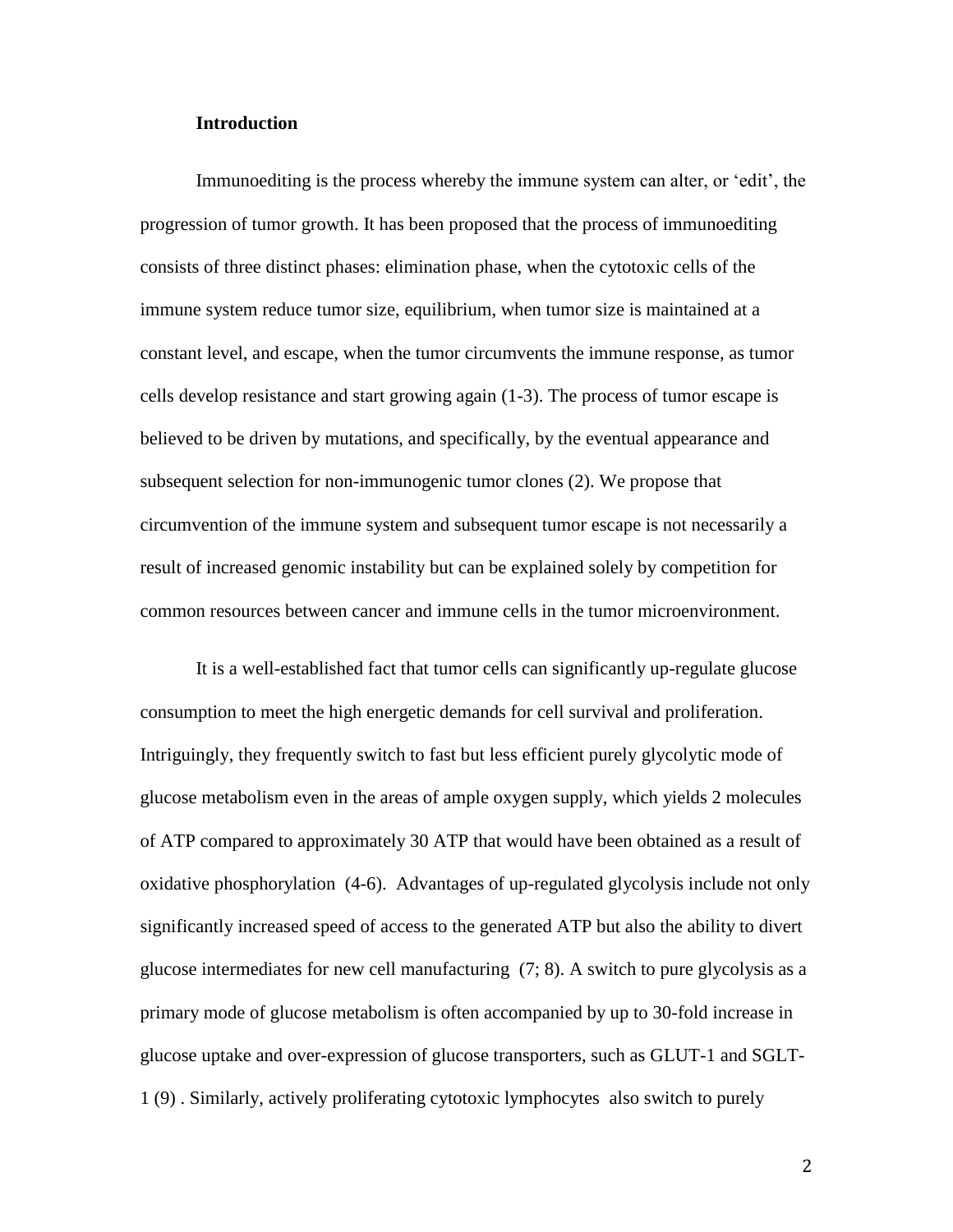### Introduction

Immunoediting is the process whereby the immune system can alter, or 'edit', the progression of tumor growth. It has been proposed that the process of immunoediting consists of three distinct phases: elimination phase, when the cytotoxic cells of the immune system reduce tumor size, equilibrium, when tumor size is maintained at a constant level, and escape, when the tumor circumvents the immune response, as tumor cells develop resistance and start growing again (1-3). The process of tumor escape is believed to be driven by mutations, and specifically, by the eventual appearance and subsequent selection for non-immunogenic tumor clones (2). We propose that circumvention of the immune system and subsequent tumor escape is not necessarily a result of increased genomic instability but can be explained solely by competition for common resources between cancer and immune cells in the tumor microenvironment.

It is a well-established fact that tumor cells can significantly up-regulate glucose consumption to meet the high energetic demands for cell survival and proliferation. Intriguingly, they frequently switch to fast but less efficient purely glycolytic mode of glucose metabolism even in the areas of ample oxygen supply, which yields 2 molecules of ATP compared to approximately 30 ATP that would have been obtained as a result of oxidative phosphorylation (4-6). Advantages of up-regulated glycolysis include not only significantly increased speed of access to the generated ATP but also the ability to divert glucose intermediates for new cell manufacturing (7; 8). A switch to pure glycolysis as a primary mode of glucose metabolism is often accompanied by up to 30-fold increase in glucose uptake and over-expression of glucose transporters, such as GLUT-1 and SGLT-1 (9) . Similarly, actively proliferating cytotoxic lymphocytes also switch to purely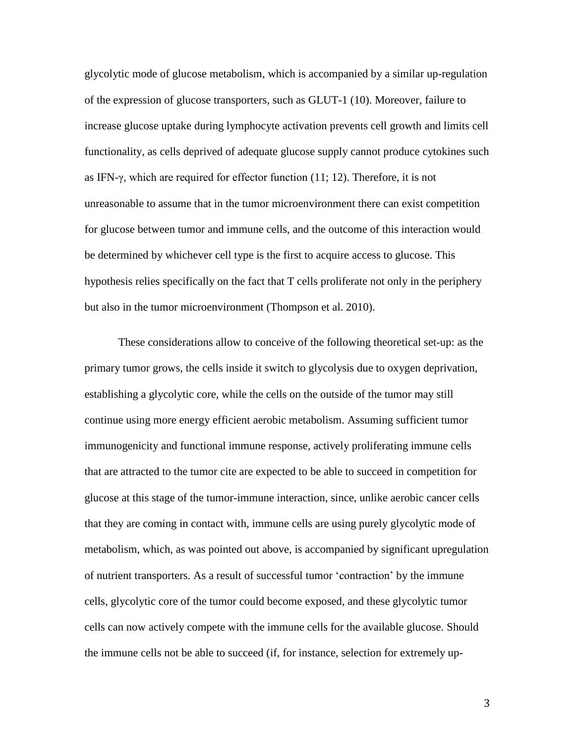glycolytic mode of glucose metabolism, which is accompanied by a similar up-regulation of the expression of glucose transporters, such as GLUT-1 (10). Moreover, failure to increase glucose uptake during lymphocyte activation prevents cell growth and limits cell functionality, as cells deprived of adequate glucose supply cannot produce cytokines such as IFN-γ, which are required for effector function (11; 12). Therefore, it is not unreasonable to assume that in the tumor microenvironment there can exist competition for glucose between tumor and immune cells, and the outcome of this interaction would be determined by whichever cell type is the first to acquire access to glucose. This hypothesis relies specifically on the fact that T cells proliferate not only in the periphery but also in the tumor microenvironment (Thompson et al. 2010).

These considerations allow to conceive of the following theoretical set-up: as the primary tumor grows, the cells inside it switch to glycolysis due to oxygen deprivation, establishing a glycolytic core, while the cells on the outside of the tumor may still continue using more energy efficient aerobic metabolism. Assuming sufficient tumor immunogenicity and functional immune response, actively proliferating immune cells that are attracted to the tumor cite are expected to be able to succeed in competition for glucose at this stage of the tumor-immune interaction, since, unlike aerobic cancer cells that they are coming in contact with, immune cells are using purely glycolytic mode of metabolism, which, as was pointed out above, is accompanied by significant upregulation of nutrient transporters. As a result of successful tumor 'contraction' by the immune cells, glycolytic core of the tumor could become exposed, and these glycolytic tumor cells can now actively compete with the immune cells for the available glucose. Should the immune cells not be able to succeed (if, for instance, selection for extremely up-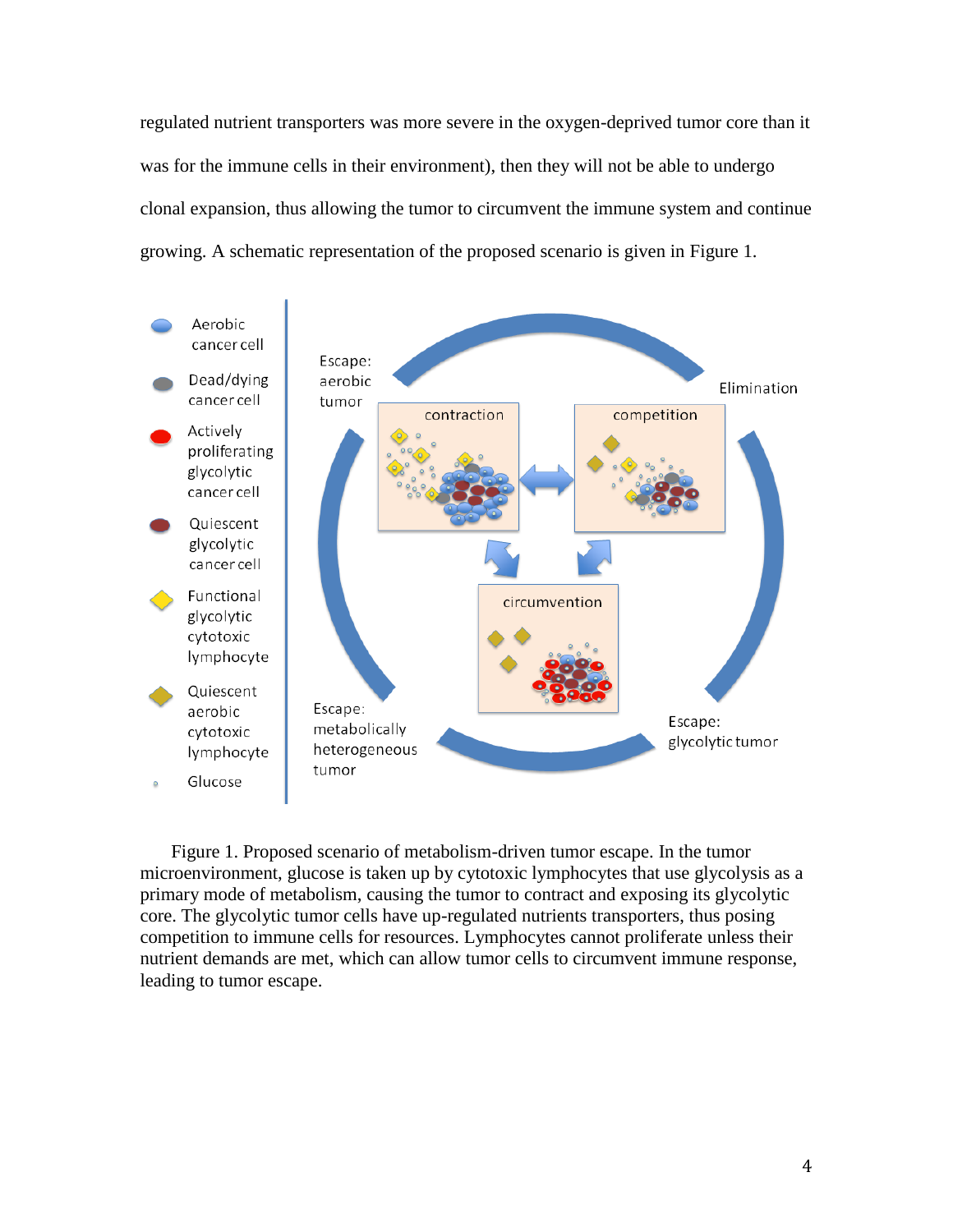regulated nutrient transporters was more severe in the oxygen-deprived tumor core than it was for the immune cells in their environment), then they will not be able to undergo clonal expansion, thus allowing the tumor to circumvent the immune system and continue growing. A schematic representation of the proposed scenario is given in Figure 1.

Figure 1. Proposed scenario of metabolism-driven tumor escape. In the tumor microenvironment, glucose is taken up by cytotoxic lymphocytes that use glycolysis as a primary mode of metabolism, causing the tumor to contract and exposing its glycolytic core. The glycolytic tumor cells have up-regulated nutrients transporters, thus posing competition to immune cells for resources. Lymphocytes cannot proliferate unless their nutrient demands are met, which can allow tumor cells to circumvent immune response, leading to tumor escape.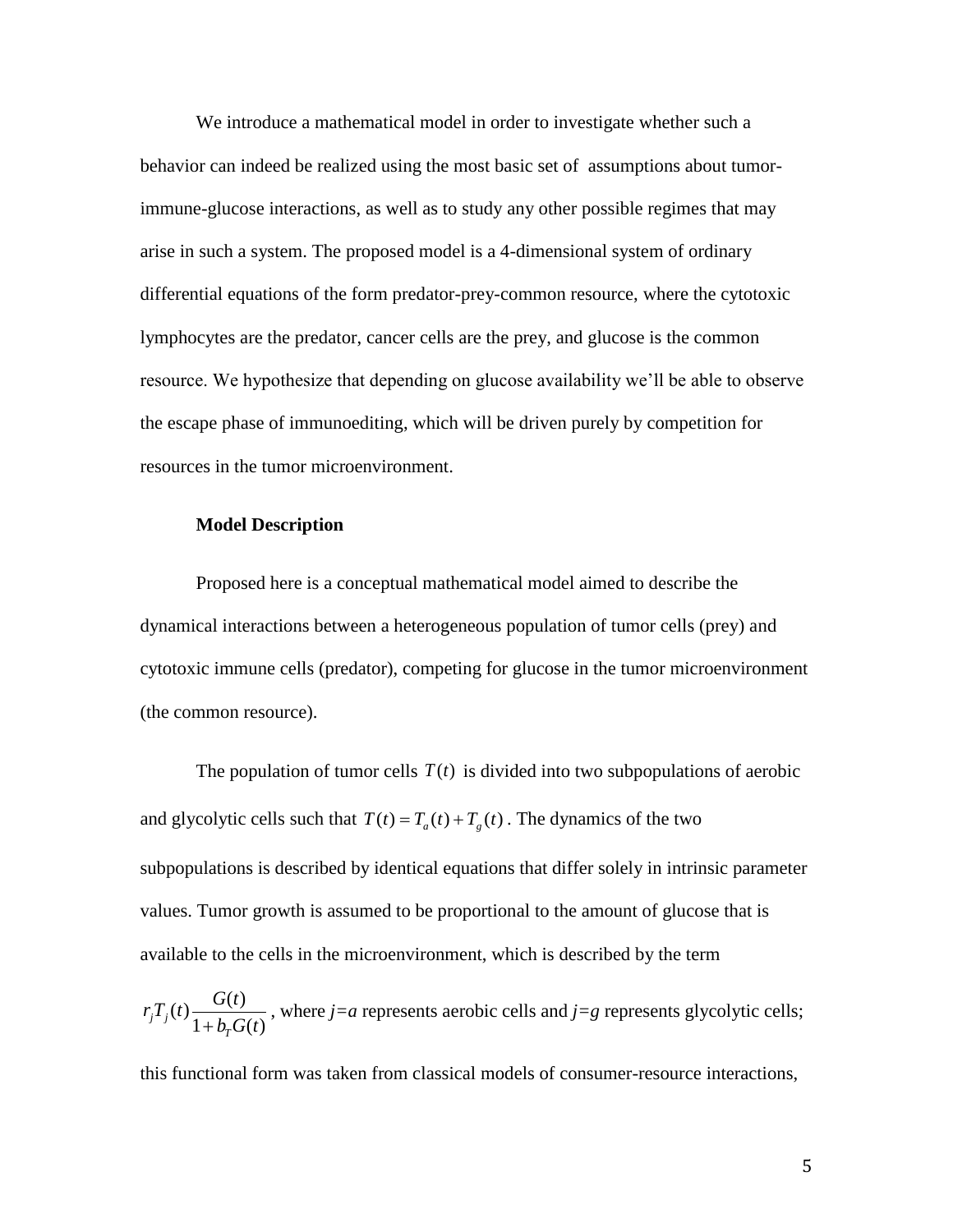We introduce a mathematical model in order to investigate whether such a behavior can indeed be realized using the most basic set of assumptions about tumor-immune-glucose interactions, as well as to study any other possible regimes that may arise in such a system. The proposed model is a 4-dimensional system of ordinary differential equations of the form predator-prey-common resource, where the cytotoxic lymphocytes are the predator, cancer cells are the prey, and glucose is the common resource. We hypothesize that depending on glucose availability we'll be able to observe the escape phase of immunoediting, which will be driven purely by competition for resources in the tumor microenvironment.

**Model Description**

Proposed here is a conceptual mathematical model aimed to describe the dynamical interactions between a heterogeneous population of tumor cells (prey) and cytotoxic immune cells (predator), competing for glucose in the tumor microenvironment (the common resource).

The population of tumor cells $T(t)$ is divided into two subpopulations of aerobic and glycolytic cells such that $T(t) = T_a(t) + T_g(t)$. The dynamics of the two subpopulations is described by identical equations that differ solely in intrinsic parameter values. Tumor growth is assumed to be proportional to the amount of glucose that is available to the cells in the microenvironment, which is described by the term $r_j T_j(t) \dfrac{G(t)}{1 + b_T G(t)}$, where *j=a* represents aerobic cells and *j=g* represents glycolytic cells; this functional form was taken from classical models of consumer-resource interactions,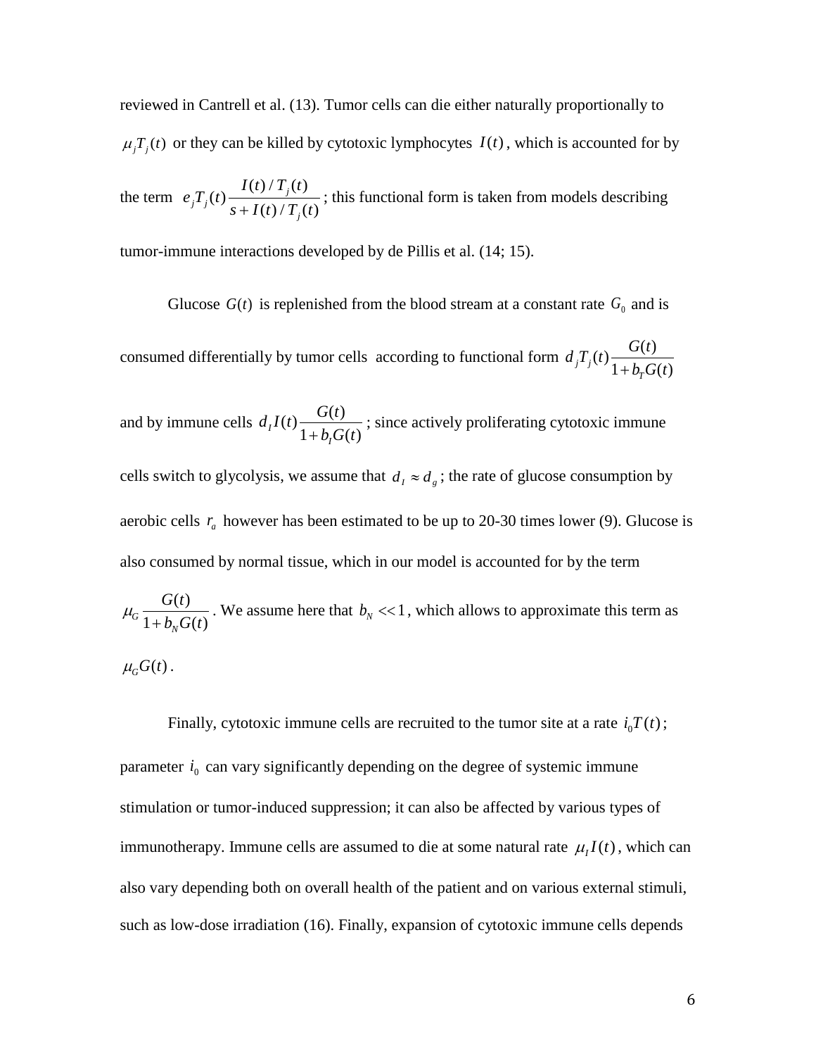reviewed in Cantrell et al. (13). Tumor cells can die either naturally proportionally to $\mu_j T_j(t)$ or they can be killed by cytotoxic lymphocytes $I(t)$, which is accounted for by the term $e_j T_j(t) \frac{I(t)/T_j(t)}{s + I(t)/T_j(t)}$; this functional form is taken from models describing tumor-immune interactions developed by de Pillis et al. (14; 15).

Glucose $G(t)$ is replenished from the blood stream at a constant rate $G_0$ and is consumed differentially by tumor cells according to functional form $d_j T_j(t) \frac{G(t)}{1 + b_T G(t)}$ and by immune cells $d_I I(t) \frac{G(t)}{1 + b_I G(t)}$; since actively proliferating cytotoxic immune cells switch to glycolysis, we assume that $d_I \approx d_g$; the rate of glucose consumption by aerobic cells $r_a$ however has been estimated to be up to 20-30 times lower (9). Glucose is also consumed by normal tissue, which in our model is accounted for by the term $\mu_G \frac{G(t)}{1 + b_N G(t)}$. We assume here that $b_N << 1$, which allows to approximate this term as $\mu_G G(t)$.

Finally, cytotoxic immune cells are recruited to the tumor site at a rate $i_0 T(t)$; parameter $i_0$ can vary significantly depending on the degree of systemic immune stimulation or tumor-induced suppression; it can also be affected by various types of immunotherapy. Immune cells are assumed to die at some natural rate $\mu_I I(t)$, which can also vary depending both on overall health of the patient and on various external stimuli, such as low-dose irradiation (16). Finally, expansion of cytotoxic immune cells depends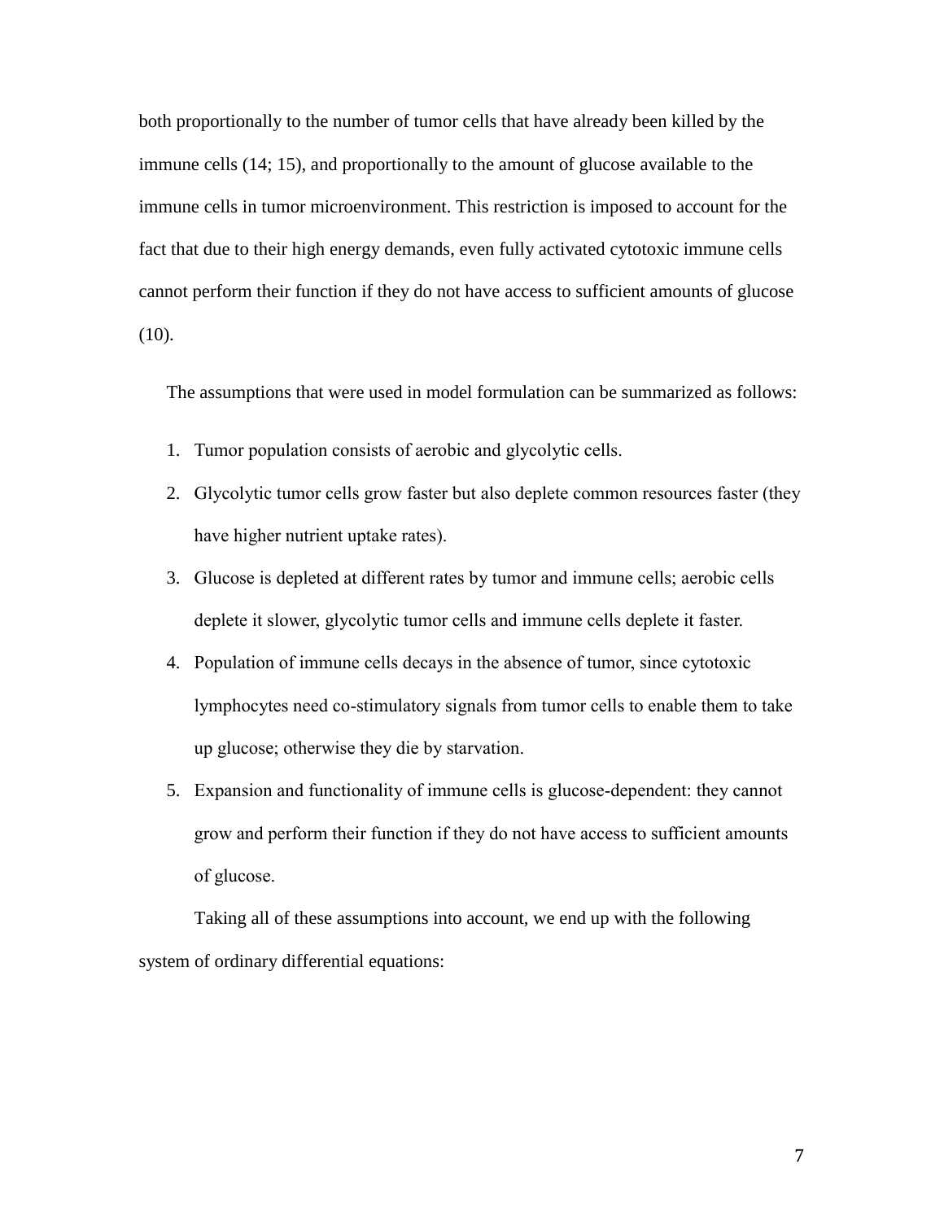both proportionally to the number of tumor cells that have already been killed by the immune cells (14; 15), and proportionally to the amount of glucose available to the immune cells in tumor microenvironment. This restriction is imposed to account for the fact that due to their high energy demands, even fully activated cytotoxic immune cells cannot perform their function if they do not have access to sufficient amounts of glucose (10).

The assumptions that were used in model formulation can be summarized as follows:

1. Tumor population consists of aerobic and glycolytic cells.
2. Glycolytic tumor cells grow faster but also deplete common resources faster (they have higher nutrient uptake rates).
3. Glucose is depleted at different rates by tumor and immune cells; aerobic cells deplete it slower, glycolytic tumor cells and immune cells deplete it faster.
4. Population of immune cells decays in the absence of tumor, since cytotoxic lymphocytes need co-stimulatory signals from tumor cells to enable them to take up glucose; otherwise they die by starvation.
5. Expansion and functionality of immune cells is glucose-dependent: they cannot grow and perform their function if they do not have access to sufficient amounts of glucose.

Taking all of these assumptions into account, we end up with the following system of ordinary differential equations: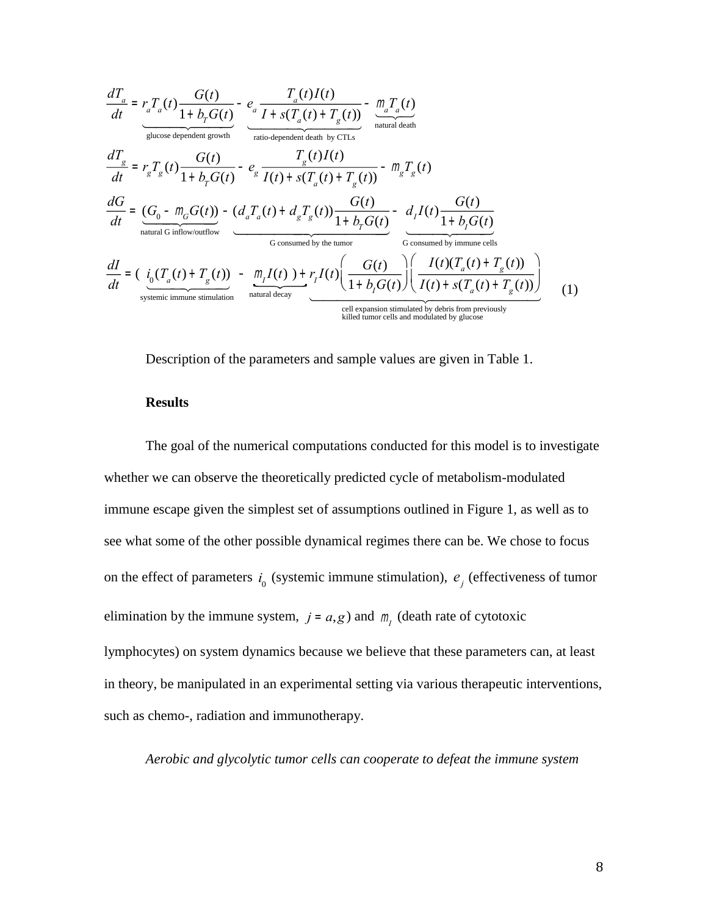$$
\begin{aligned}
\frac{dT_a}{dt} &= \underbrace{r_a T_a(t)\frac{G(t)}{1+b_T G(t)}}_{\text{glucose dependent growth}} - \underbrace{e_a \frac{T_a(t)I(t)}{I+s(T_a(t)+T_g(t))}}_{\text{ratio-dependent death by CTLs}} - \underbrace{m_a T_a(t)}_{\text{natural death}} \\
\frac{dT_g}{dt} &= r_g T_g(t)\frac{G(t)}{1+b_T G(t)} - e_g \frac{T_g(t)I(t)}{I(t)+s(T_a(t)+T_g(t))} - m_g T_g(t) \\
\frac{dG}{dt} &= \underbrace{(G_0 - m_G G(t))}_{\text{natural G inflow/outflow}} - \underbrace{(d_a T_a(t) + d_g T_g(t))\frac{G(t)}{1+b_T G(t)}}_{\text{G consumed by the tumor}} - \underbrace{d_I I(t)\frac{G(t)}{1+b_I G(t)}}_{\text{G consumed by immune cells}} \\
\frac{dI}{dt} &= (\underbrace{i_0(T_a(t)+T_g(t))}_{\text{systemic immune stimulation}} - \underbrace{m_I I(t)}_{\text{natural decay}}) + \underbrace{r_I I(t)\left(\frac{G(t)}{1+b_I G(t)}\right)\left(\frac{I(t)(T_a(t)+T_g(t))}{I(t)+s(T_a(t)+T_g(t))}\right)}_{\text{cell expansion stimulated by debris from previously killed tumor cells and modulated by glucose}}
\end{aligned}
\quad (1)
$$

Description of the parameters and sample values are given in Table 1.

**Results**

The goal of the numerical computations conducted for this model is to investigate whether we can observe the theoretically predicted cycle of metabolism-modulated immune escape given the simplest set of assumptions outlined in Figure 1, as well as to see what some of the other possible dynamical regimes there can be. We chose to focus on the effect of parameters $i_0$ (systemic immune stimulation), $e_j$ (effectiveness of tumor elimination by the immune system, $j = a, g$) and $m_I$ (death rate of cytotoxic lymphocytes) on system dynamics because we believe that these parameters can, at least in theory, be manipulated in an experimental setting via various therapeutic interventions, such as chemo-, radiation and immunotherapy.

*Aerobic and glycolytic tumor cells can cooperate to defeat the immune system*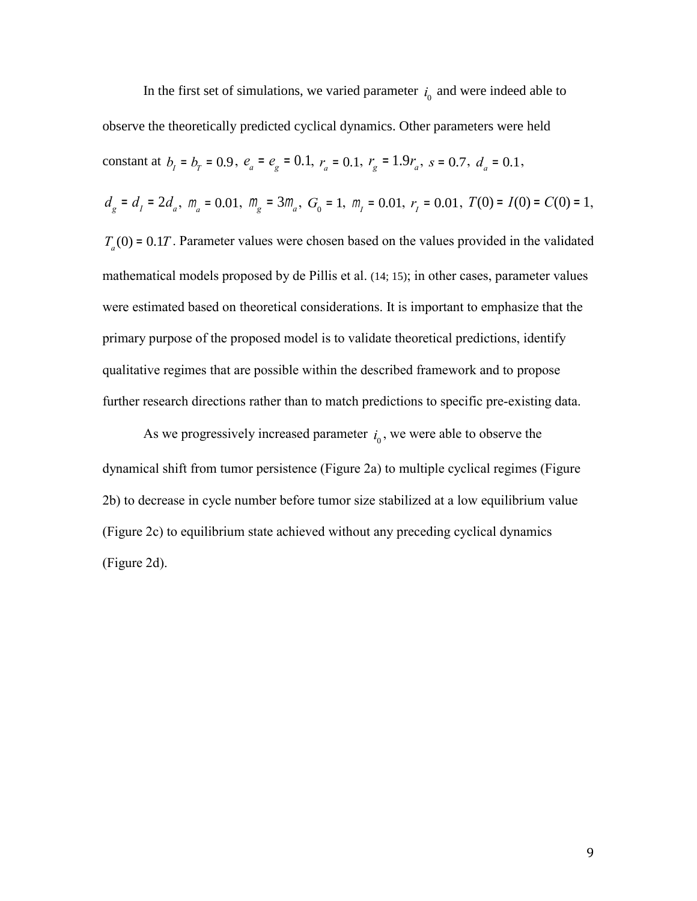In the first set of simulations, we varied parameter $i_0$ and were indeed able to observe the theoretically predicted cyclical dynamics. Other parameters were held constant at $b_I = b_T = 0.9$, $e_a = e_g = 0.1$, $r_a = 0.1$, $r_g = 1.9r_a$, $s = 0.7$, $d_a = 0.1$, $d_g = d_I = 2d_a$, $m_a = 0.01$, $m_g = 3m_a$, $G_0 = 1$, $m_I = 0.01$, $r_I = 0.01$, $T(0) = I(0) = C(0) = 1$, $T_a(0) = 0.1T$. Parameter values were chosen based on the values provided in the validated mathematical models proposed by de Pillis et al. (14; 15); in other cases, parameter values were estimated based on theoretical considerations. It is important to emphasize that the primary purpose of the proposed model is to validate theoretical predictions, identify qualitative regimes that are possible within the described framework and to propose further research directions rather than to match predictions to specific pre-existing data.

As we progressively increased parameter $i_0$, we were able to observe the dynamical shift from tumor persistence (Figure 2a) to multiple cyclical regimes (Figure 2b) to decrease in cycle number before tumor size stabilized at a low equilibrium value (Figure 2c) to equilibrium state achieved without any preceding cyclical dynamics (Figure 2d).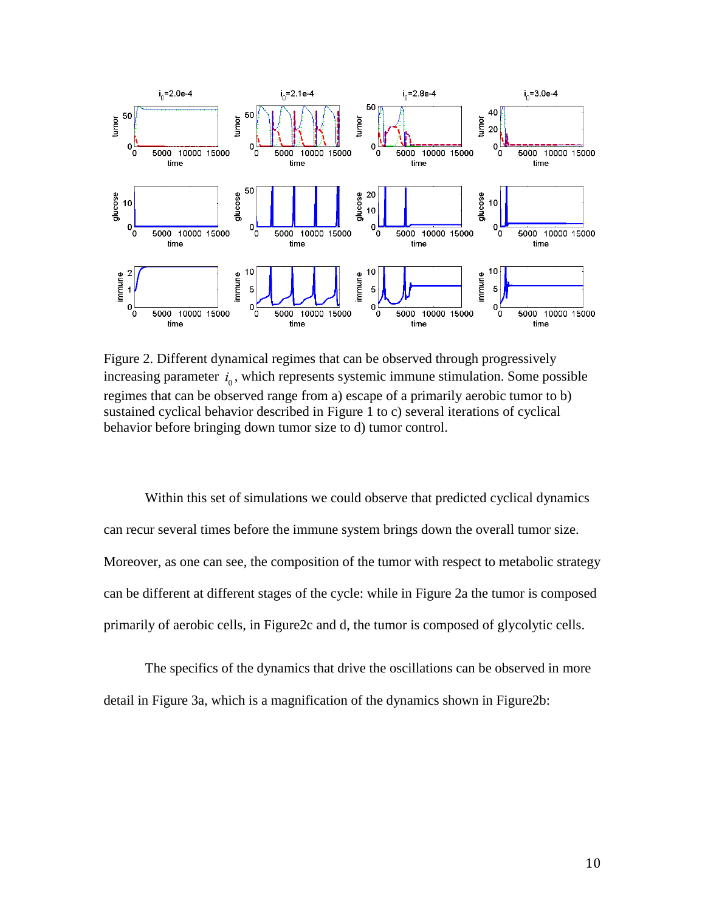Figure 2. Different dynamical regimes that can be observed through progressively increasing parameter $i_0$, which represents systemic immune stimulation. Some possible regimes that can be observed range from a) escape of a primarily aerobic tumor to b) sustained cyclical behavior described in Figure 1 to c) several iterations of cyclical behavior before bringing down tumor size to d) tumor control.

Within this set of simulations we could observe that predicted cyclical dynamics can recur several times before the immune system brings down the overall tumor size. Moreover, as one can see, the composition of the tumor with respect to metabolic strategy can be different at different stages of the cycle: while in Figure 2a the tumor is composed primarily of aerobic cells, in Figure2c and d, the tumor is composed of glycolytic cells.

The specifics of the dynamics that drive the oscillations can be observed in more detail in Figure 3a, which is a magnification of the dynamics shown in Figure2b: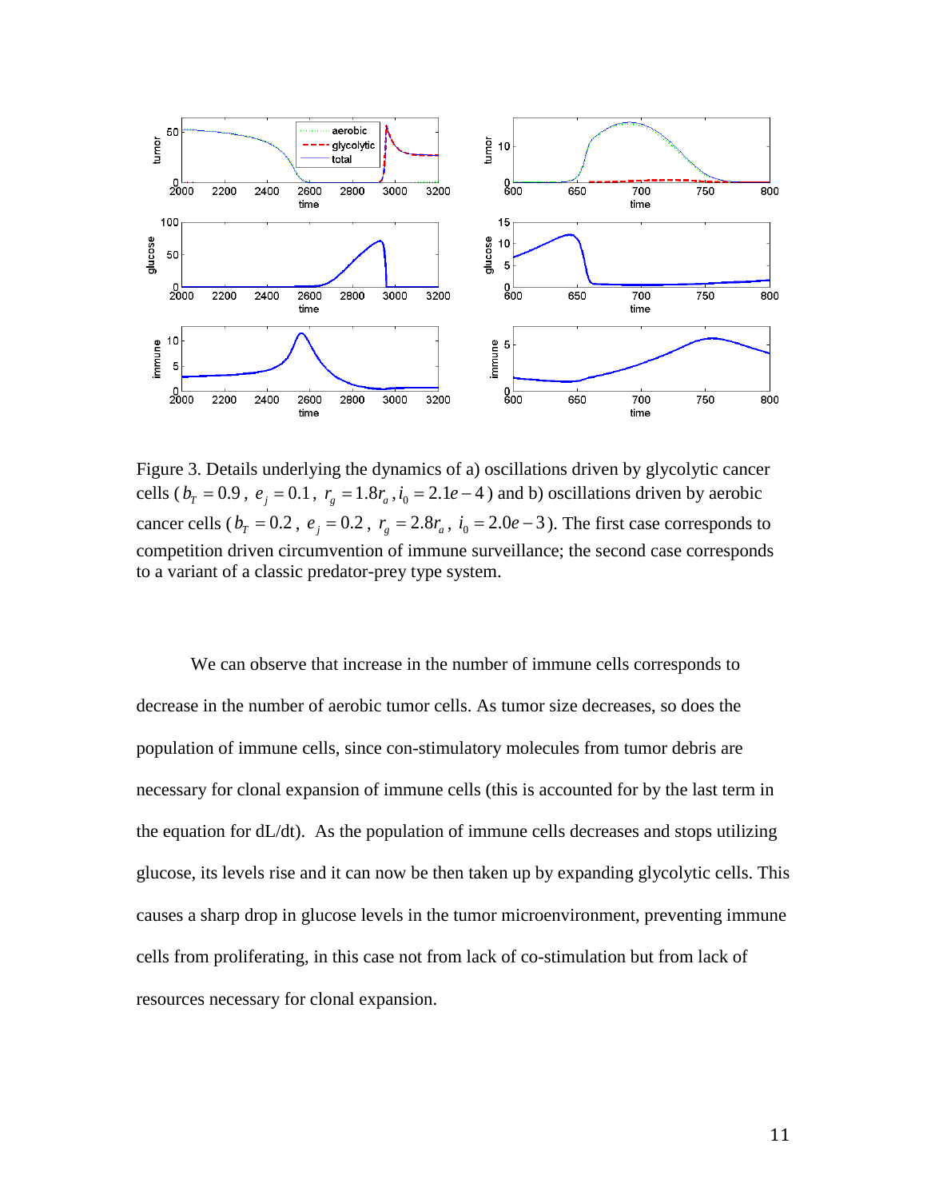Figure 3. Details underlying the dynamics of a) oscillations driven by glycolytic cancer cells ($b_T = 0.9$, $e_j = 0.1$, $r_g = 1.8 r_a$, $i_0 = 2.1e-4$) and b) oscillations driven by aerobic cancer cells ($b_T = 0.2$, $e_j = 0.2$, $r_g = 2.8 r_a$, $i_0 = 2.0e-3$). The first case corresponds to competition driven circumvention of immune surveillance; the second case corresponds to a variant of a classic predator-prey type system.

We can observe that increase in the number of immune cells corresponds to decrease in the number of aerobic tumor cells. As tumor size decreases, so does the population of immune cells, since con-stimulatory molecules from tumor debris are necessary for clonal expansion of immune cells (this is accounted for by the last term in the equation for dL/dt). As the population of immune cells decreases and stops utilizing glucose, its levels rise and it can now be then taken up by expanding glycolytic cells. This causes a sharp drop in glucose levels in the tumor microenvironment, preventing immune cells from proliferating, in this case not from lack of co-stimulation but from lack of resources necessary for clonal expansion.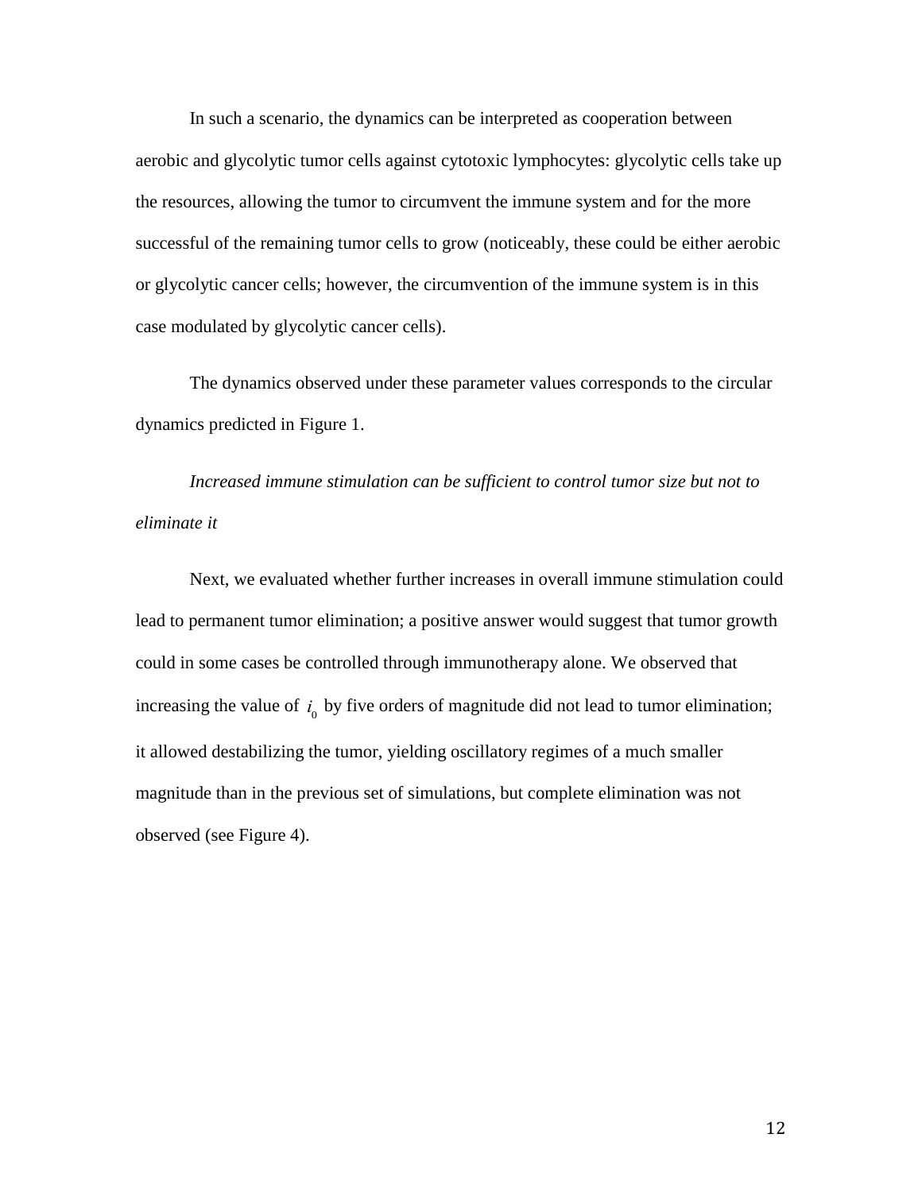In such a scenario, the dynamics can be interpreted as cooperation between aerobic and glycolytic tumor cells against cytotoxic lymphocytes: glycolytic cells take up the resources, allowing the tumor to circumvent the immune system and for the more successful of the remaining tumor cells to grow (noticeably, these could be either aerobic or glycolytic cancer cells; however, the circumvention of the immune system is in this case modulated by glycolytic cancer cells).

The dynamics observed under these parameter values corresponds to the circular dynamics predicted in Figure 1.

*Increased immune stimulation can be sufficient to control tumor size but not to eliminate it*

Next, we evaluated whether further increases in overall immune stimulation could lead to permanent tumor elimination; a positive answer would suggest that tumor growth could in some cases be controlled through immunotherapy alone. We observed that increasing the value of $i_0$ by five orders of magnitude did not lead to tumor elimination; it allowed destabilizing the tumor, yielding oscillatory regimes of a much smaller magnitude than in the previous set of simulations, but complete elimination was not observed (see Figure 4).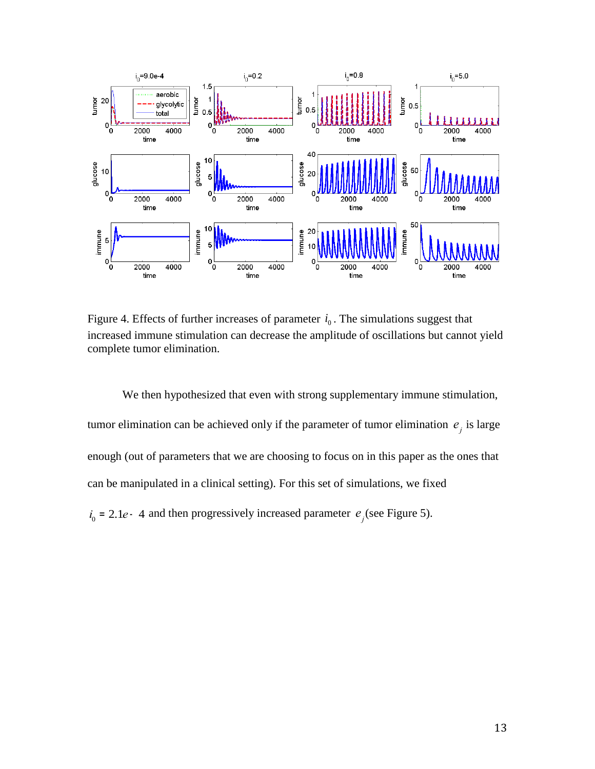Figure 4. Effects of further increases of parameter $i_0$. The simulations suggest that increased immune stimulation can decrease the amplitude of oscillations but cannot yield complete tumor elimination.

We then hypothesized that even with strong supplementary immune stimulation, tumor elimination can be achieved only if the parameter of tumor elimination $e_j$ is large enough (out of parameters that we are choosing to focus on in this paper as the ones that can be manipulated in a clinical setting). For this set of simulations, we fixed $i_0 = 2.1e-4$ and then progressively increased parameter $e_j$ (see Figure 5).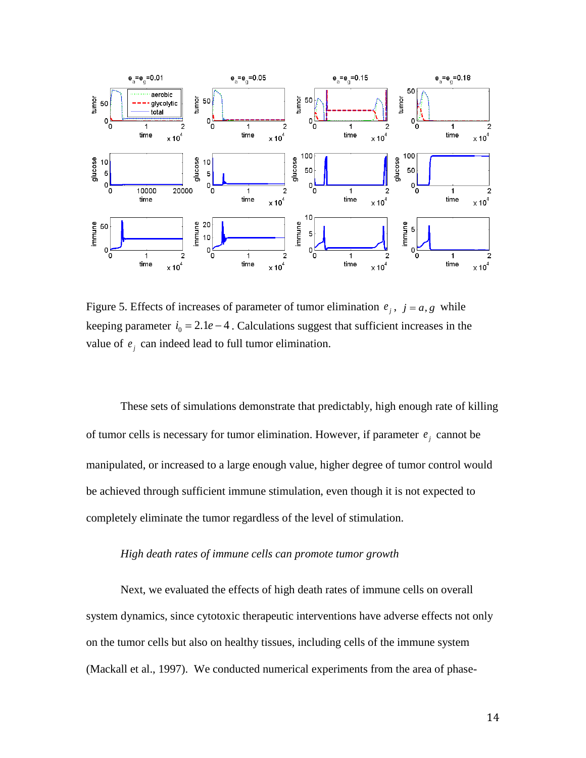Figure 5. Effects of increases of parameter of tumor elimination $e_j$, $j = a, g$ while keeping parameter $i_0 = 2.1e-4$. Calculations suggest that sufficient increases in the value of $e_j$ can indeed lead to full tumor elimination.

These sets of simulations demonstrate that predictably, high enough rate of killing of tumor cells is necessary for tumor elimination. However, if parameter $e_j$ cannot be manipulated, or increased to a large enough value, higher degree of tumor control would be achieved through sufficient immune stimulation, even though it is not expected to completely eliminate the tumor regardless of the level of stimulation.

*High death rates of immune cells can promote tumor growth*

Next, we evaluated the effects of high death rates of immune cells on overall system dynamics, since cytotoxic therapeutic interventions have adverse effects not only on the tumor cells but also on healthy tissues, including cells of the immune system (Mackall et al., 1997). We conducted numerical experiments from the area of phase-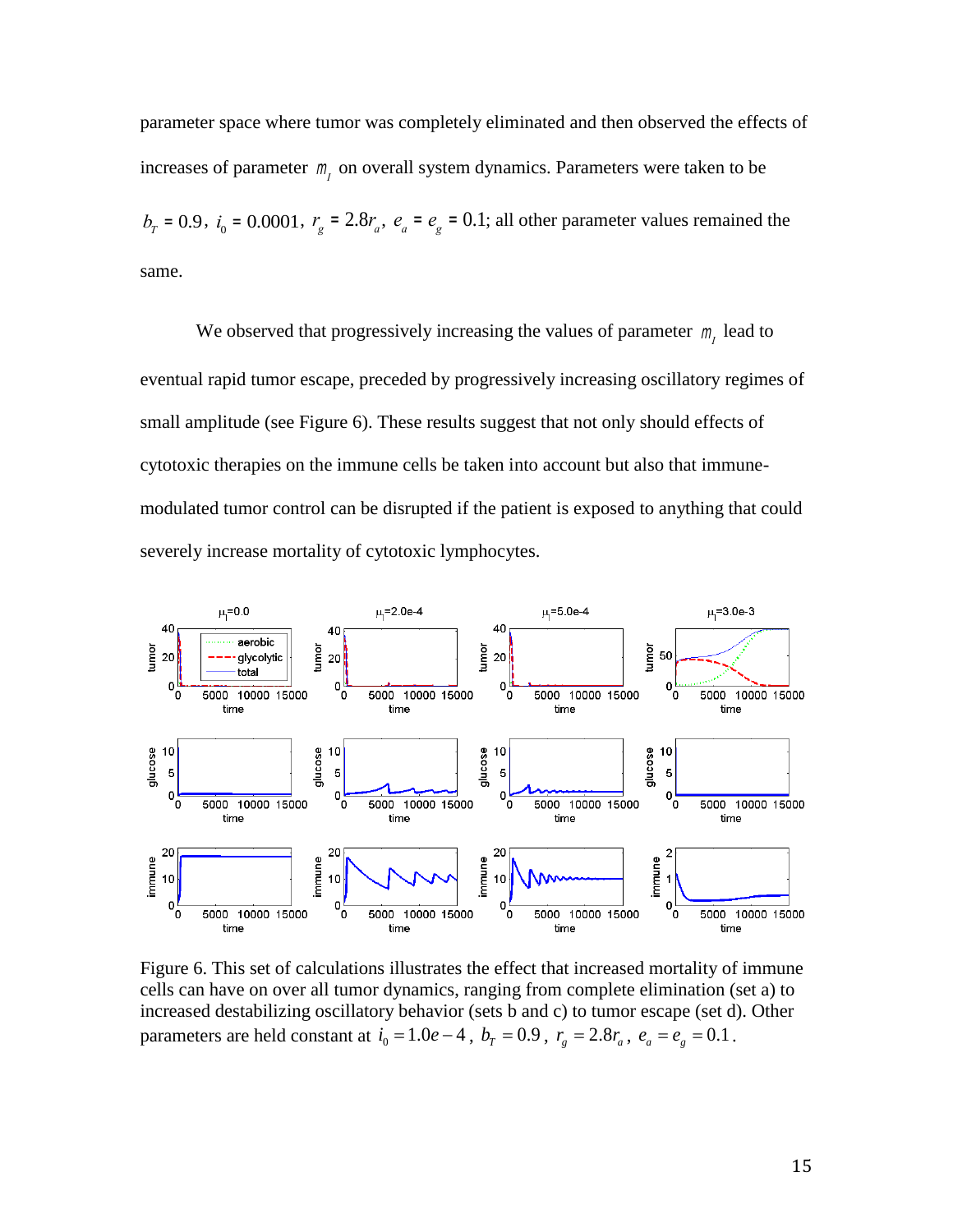parameter space where tumor was completely eliminated and then observed the effects of increases of parameter $m_I$ on overall system dynamics. Parameters were taken to be $b_T = 0.9$, $i_0 = 0.0001$, $r_g = 2.8r_a$, $e_a = e_g = 0.1$; all other parameter values remained the same.

We observed that progressively increasing the values of parameter $m_I$ lead to eventual rapid tumor escape, preceded by progressively increasing oscillatory regimes of small amplitude (see Figure 6). These results suggest that not only should effects of cytotoxic therapies on the immune cells be taken into account but also that immune-modulated tumor control can be disrupted if the patient is exposed to anything that could severely increase mortality of cytotoxic lymphocytes.

Figure 6. This set of calculations illustrates the effect that increased mortality of immune cells can have on over all tumor dynamics, ranging from complete elimination (set a) to increased destabilizing oscillatory behavior (sets b and c) to tumor escape (set d). Other parameters are held constant at $i_0 = 1.0e-4$, $b_T = 0.9$, $r_g = 2.8r_a$, $e_a = e_g = 0.1$.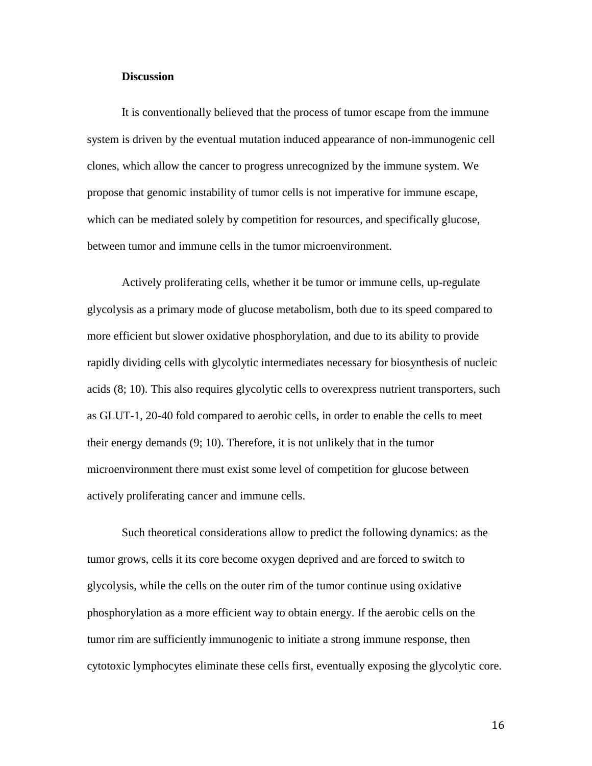## Discussion

It is conventionally believed that the process of tumor escape from the immune system is driven by the eventual mutation induced appearance of non-immunogenic cell clones, which allow the cancer to progress unrecognized by the immune system. We propose that genomic instability of tumor cells is not imperative for immune escape, which can be mediated solely by competition for resources, and specifically glucose, between tumor and immune cells in the tumor microenvironment.

Actively proliferating cells, whether it be tumor or immune cells, up-regulate glycolysis as a primary mode of glucose metabolism, both due to its speed compared to more efficient but slower oxidative phosphorylation, and due to its ability to provide rapidly dividing cells with glycolytic intermediates necessary for biosynthesis of nucleic acids (8; 10). This also requires glycolytic cells to overexpress nutrient transporters, such as GLUT-1, 20-40 fold compared to aerobic cells, in order to enable the cells to meet their energy demands (9; 10). Therefore, it is not unlikely that in the tumor microenvironment there must exist some level of competition for glucose between actively proliferating cancer and immune cells.

Such theoretical considerations allow to predict the following dynamics: as the tumor grows, cells it its core become oxygen deprived and are forced to switch to glycolysis, while the cells on the outer rim of the tumor continue using oxidative phosphorylation as a more efficient way to obtain energy. If the aerobic cells on the tumor rim are sufficiently immunogenic to initiate a strong immune response, then cytotoxic lymphocytes eliminate these cells first, eventually exposing the glycolytic core.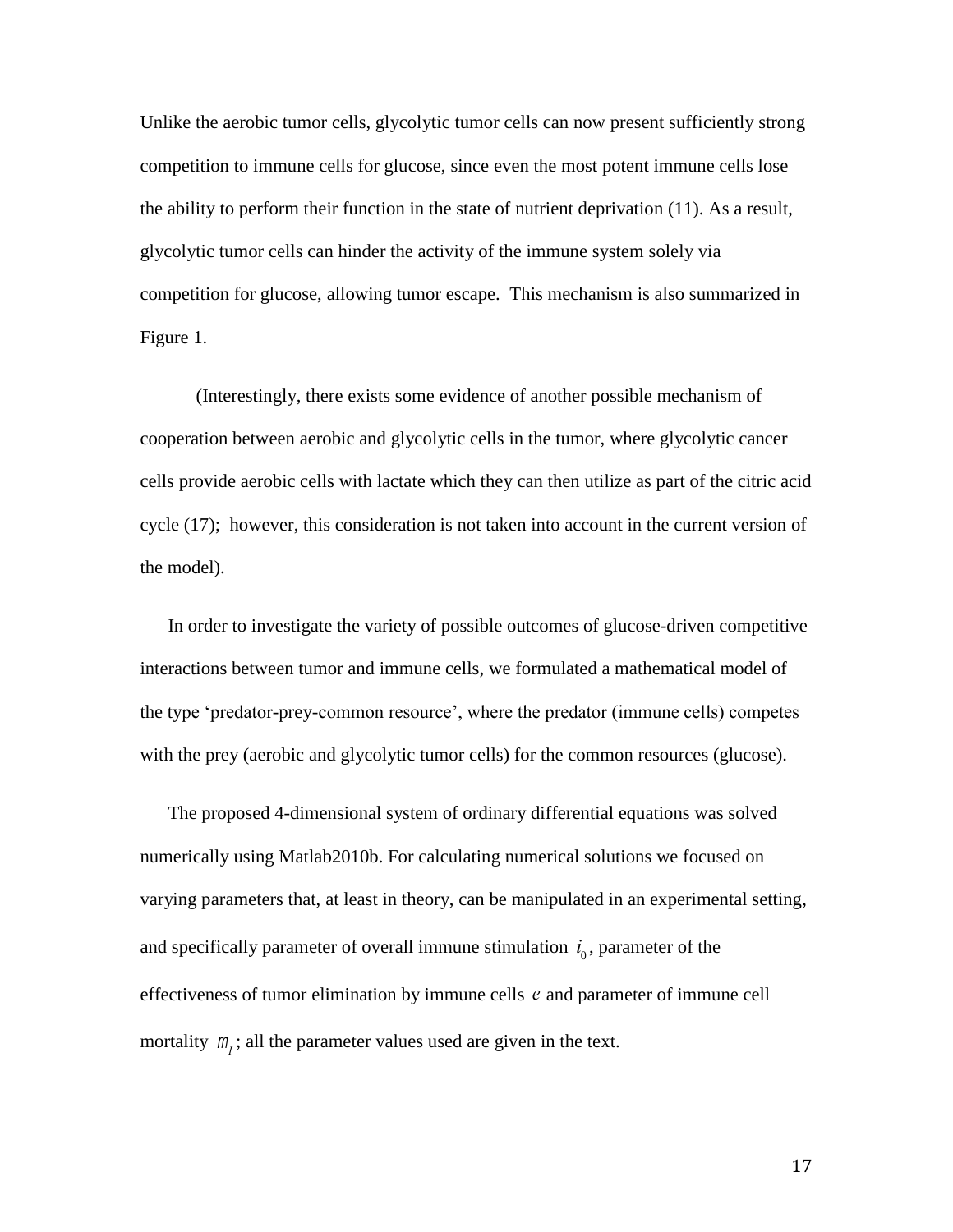Unlike the aerobic tumor cells, glycolytic tumor cells can now present sufficiently strong competition to immune cells for glucose, since even the most potent immune cells lose the ability to perform their function in the state of nutrient deprivation (11). As a result, glycolytic tumor cells can hinder the activity of the immune system solely via competition for glucose, allowing tumor escape. This mechanism is also summarized in Figure 1.

(Interestingly, there exists some evidence of another possible mechanism of cooperation between aerobic and glycolytic cells in the tumor, where glycolytic cancer cells provide aerobic cells with lactate which they can then utilize as part of the citric acid cycle (17); however, this consideration is not taken into account in the current version of the model).

In order to investigate the variety of possible outcomes of glucose-driven competitive interactions between tumor and immune cells, we formulated a mathematical model of the type 'predator-prey-common resource', where the predator (immune cells) competes with the prey (aerobic and glycolytic tumor cells) for the common resources (glucose).

The proposed 4-dimensional system of ordinary differential equations was solved numerically using Matlab2010b. For calculating numerical solutions we focused on varying parameters that, at least in theory, can be manipulated in an experimental setting, and specifically parameter of overall immune stimulation $i_0$, parameter of the effectiveness of tumor elimination by immune cells $e$ and parameter of immune cell mortality $m_I$; all the parameter values used are given in the text.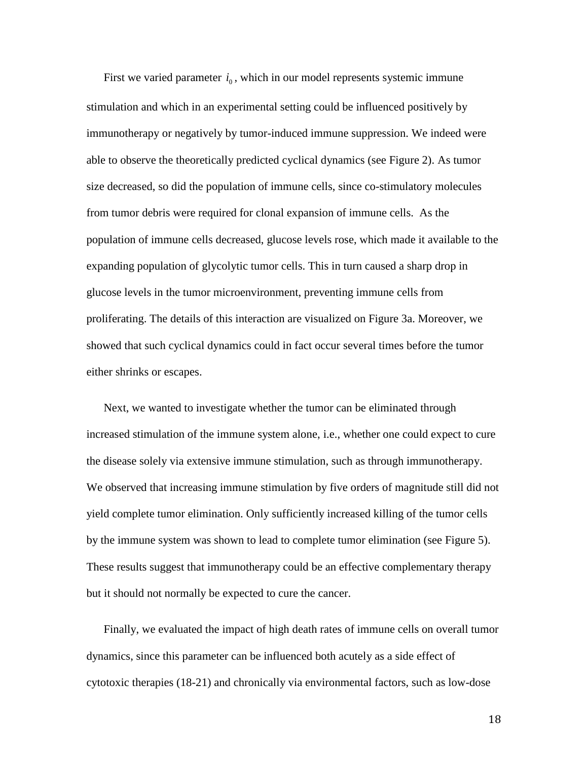First we varied parameter $i_0$, which in our model represents systemic immune stimulation and which in an experimental setting could be influenced positively by immunotherapy or negatively by tumor-induced immune suppression. We indeed were able to observe the theoretically predicted cyclical dynamics (see Figure 2). As tumor size decreased, so did the population of immune cells, since co-stimulatory molecules from tumor debris were required for clonal expansion of immune cells. As the population of immune cells decreased, glucose levels rose, which made it available to the expanding population of glycolytic tumor cells. This in turn caused a sharp drop in glucose levels in the tumor microenvironment, preventing immune cells from proliferating. The details of this interaction are visualized on Figure 3a. Moreover, we showed that such cyclical dynamics could in fact occur several times before the tumor either shrinks or escapes.

Next, we wanted to investigate whether the tumor can be eliminated through increased stimulation of the immune system alone, i.e., whether one could expect to cure the disease solely via extensive immune stimulation, such as through immunotherapy. We observed that increasing immune stimulation by five orders of magnitude still did not yield complete tumor elimination. Only sufficiently increased killing of the tumor cells by the immune system was shown to lead to complete tumor elimination (see Figure 5). These results suggest that immunotherapy could be an effective complementary therapy but it should not normally be expected to cure the cancer.

Finally, we evaluated the impact of high death rates of immune cells on overall tumor dynamics, since this parameter can be influenced both acutely as a side effect of cytotoxic therapies (18-21) and chronically via environmental factors, such as low-dose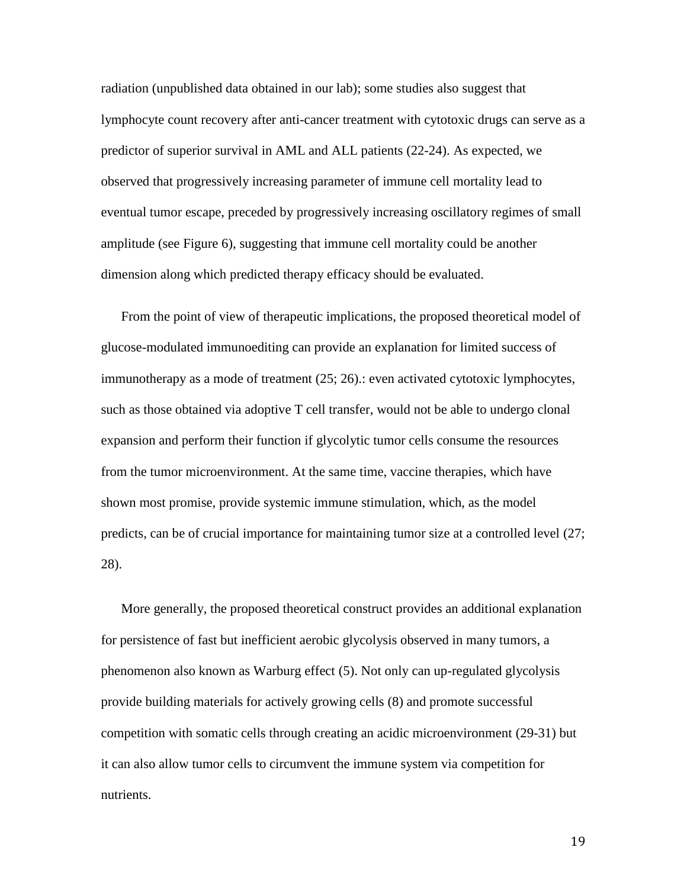radiation (unpublished data obtained in our lab); some studies also suggest that lymphocyte count recovery after anti-cancer treatment with cytotoxic drugs can serve as a predictor of superior survival in AML and ALL patients (22-24). As expected, we observed that progressively increasing parameter of immune cell mortality lead to eventual tumor escape, preceded by progressively increasing oscillatory regimes of small amplitude (see Figure 6), suggesting that immune cell mortality could be another dimension along which predicted therapy efficacy should be evaluated.

From the point of view of therapeutic implications, the proposed theoretical model of glucose-modulated immunoediting can provide an explanation for limited success of immunotherapy as a mode of treatment (25; 26).: even activated cytotoxic lymphocytes, such as those obtained via adoptive T cell transfer, would not be able to undergo clonal expansion and perform their function if glycolytic tumor cells consume the resources from the tumor microenvironment. At the same time, vaccine therapies, which have shown most promise, provide systemic immune stimulation, which, as the model predicts, can be of crucial importance for maintaining tumor size at a controlled level (27; 28).

More generally, the proposed theoretical construct provides an additional explanation for persistence of fast but inefficient aerobic glycolysis observed in many tumors, a phenomenon also known as Warburg effect (5). Not only can up-regulated glycolysis provide building materials for actively growing cells (8) and promote successful competition with somatic cells through creating an acidic microenvironment (29-31) but it can also allow tumor cells to circumvent the immune system via competition for nutrients.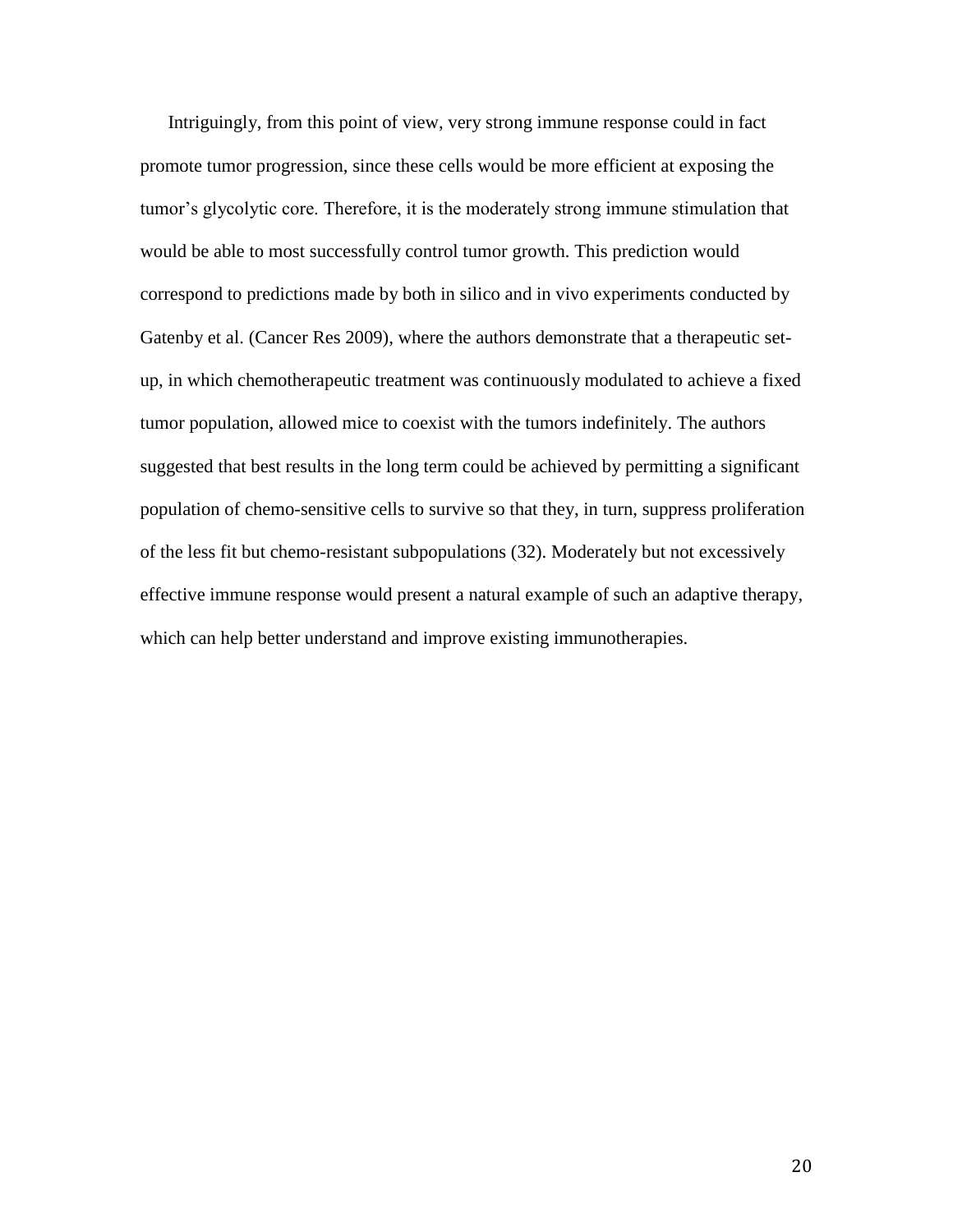Intriguingly, from this point of view, very strong immune response could in fact promote tumor progression, since these cells would be more efficient at exposing the tumor's glycolytic core. Therefore, it is the moderately strong immune stimulation that would be able to most successfully control tumor growth. This prediction would correspond to predictions made by both in silico and in vivo experiments conducted by Gatenby et al. (Cancer Res 2009), where the authors demonstrate that a therapeutic set-up, in which chemotherapeutic treatment was continuously modulated to achieve a fixed tumor population, allowed mice to coexist with the tumors indefinitely. The authors suggested that best results in the long term could be achieved by permitting a significant population of chemo-sensitive cells to survive so that they, in turn, suppress proliferation of the less fit but chemo-resistant subpopulations (32). Moderately but not excessively effective immune response would present a natural example of such an adaptive therapy, which can help better understand and improve existing immunotherapies.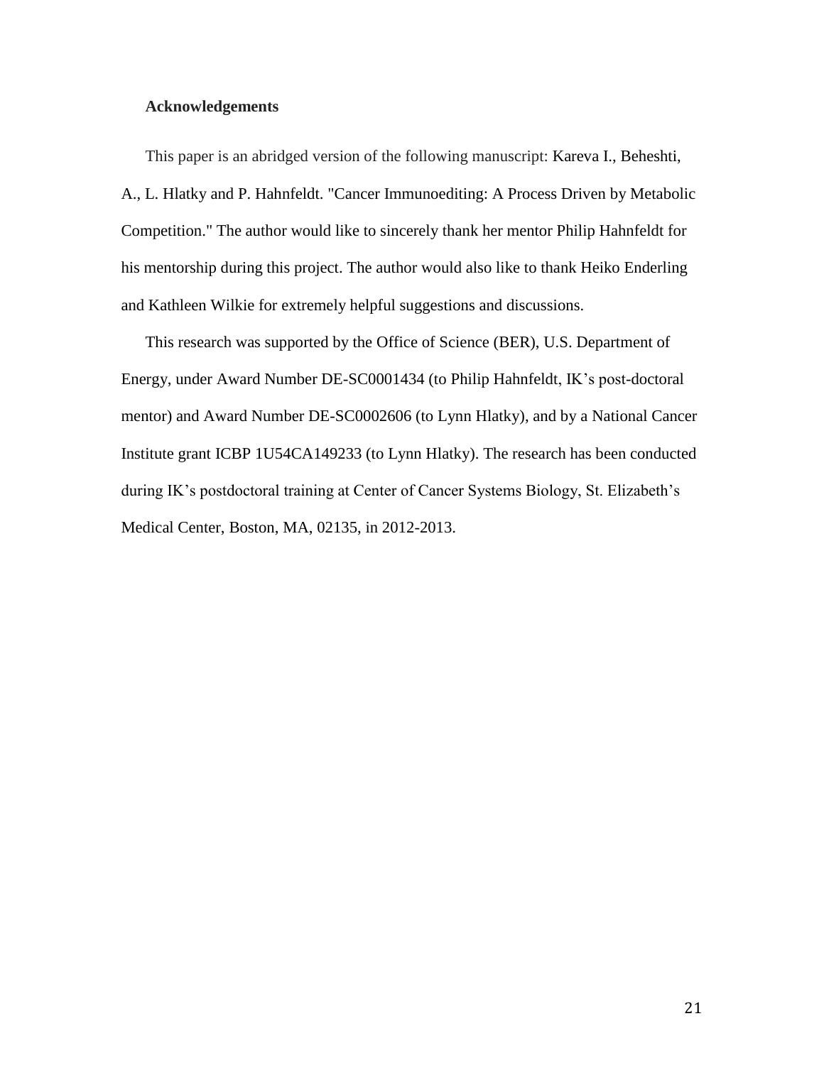**Acknowledgements**

This paper is an abridged version of the following manuscript: Kareva I., Beheshti, A., L. Hlatky and P. Hahnfeldt. "Cancer Immunoediting: A Process Driven by Metabolic Competition." The author would like to sincerely thank her mentor Philip Hahnfeldt for his mentorship during this project. The author would also like to thank Heiko Enderling and Kathleen Wilkie for extremely helpful suggestions and discussions.

This research was supported by the Office of Science (BER), U.S. Department of Energy, under Award Number DE-SC0001434 (to Philip Hahnfeldt, IK's post-doctoral mentor) and Award Number DE-SC0002606 (to Lynn Hlatky), and by a National Cancer Institute grant ICBP 1U54CA149233 (to Lynn Hlatky). The research has been conducted during IK's postdoctoral training at Center of Cancer Systems Biology, St. Elizabeth's Medical Center, Boston, MA, 02135, in 2012-2013.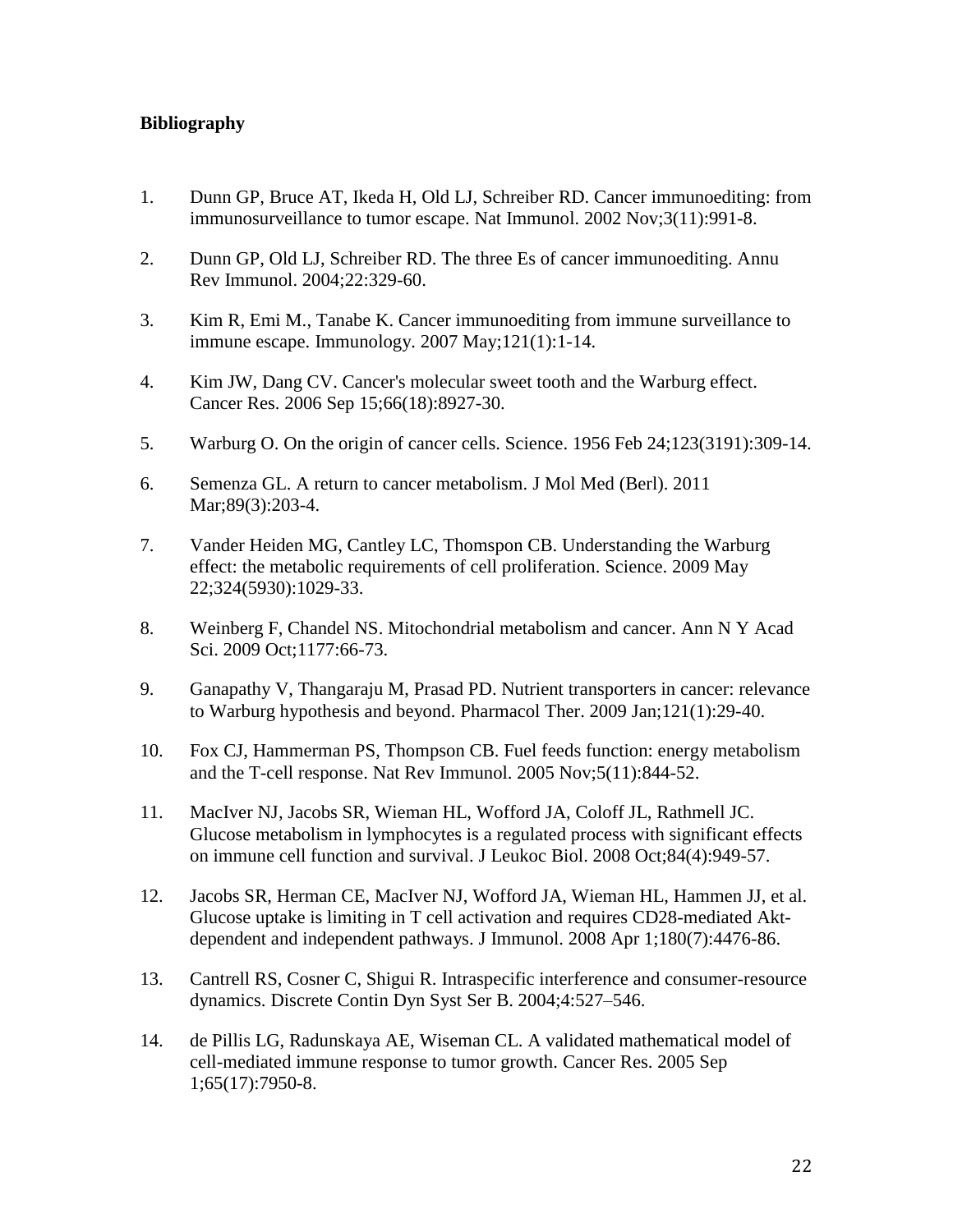**Bibliography**

1. Dunn GP, Bruce AT, Ikeda H, Old LJ, Schreiber RD. Cancer immunoediting: from immunosurveillance to tumor escape. Nat Immunol. 2002 Nov;3(11):991-8.

2. Dunn GP, Old LJ, Schreiber RD. The three Es of cancer immunoediting. Annu Rev Immunol. 2004;22:329-60.

3. Kim R, Emi M., Tanabe K. Cancer immunoediting from immune surveillance to immune escape. Immunology. 2007 May;121(1):1-14.

4. Kim JW, Dang CV. Cancer's molecular sweet tooth and the Warburg effect. Cancer Res. 2006 Sep 15;66(18):8927-30.

5. Warburg O. On the origin of cancer cells. Science. 1956 Feb 24;123(3191):309-14.

6. Semenza GL. A return to cancer metabolism. J Mol Med (Berl). 2011 Mar;89(3):203-4.

7. Vander Heiden MG, Cantley LC, Thomspon CB. Understanding the Warburg effect: the metabolic requirements of cell proliferation. Science. 2009 May 22;324(5930):1029-33.

8. Weinberg F, Chandel NS. Mitochondrial metabolism and cancer. Ann N Y Acad Sci. 2009 Oct;1177:66-73.

9. Ganapathy V, Thangaraju M, Prasad PD. Nutrient transporters in cancer: relevance to Warburg hypothesis and beyond. Pharmacol Ther. 2009 Jan;121(1):29-40.

10. Fox CJ, Hammerman PS, Thompson CB. Fuel feeds function: energy metabolism and the T-cell response. Nat Rev Immunol. 2005 Nov;5(11):844-52.

11. MacIver NJ, Jacobs SR, Wieman HL, Wofford JA, Coloff JL, Rathmell JC. Glucose metabolism in lymphocytes is a regulated process with significant effects on immune cell function and survival. J Leukoc Biol. 2008 Oct;84(4):949-57.

12. Jacobs SR, Herman CE, MacIver NJ, Wofford JA, Wieman HL, Hammen JJ, et al. Glucose uptake is limiting in T cell activation and requires CD28-mediated Akt-dependent and independent pathways. J Immunol. 2008 Apr 1;180(7):4476-86.

13. Cantrell RS, Cosner C, Shigui R. Intraspecific interference and consumer-resource dynamics. Discrete Contin Dyn Syst Ser B. 2004;4:527–546.

14. de Pillis LG, Radunskaya AE, Wiseman CL. A validated mathematical model of cell-mediated immune response to tumor growth. Cancer Res. 2005 Sep 1;65(17):7950-8.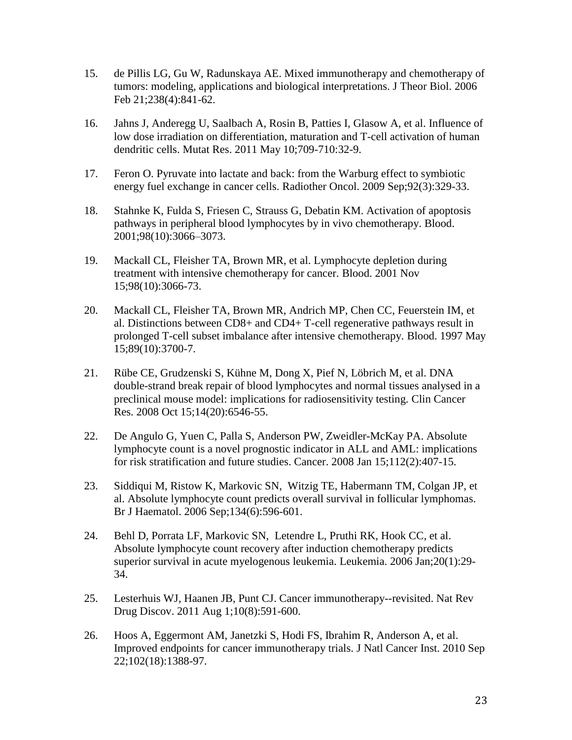15. de Pillis LG, Gu W, Radunskaya AE. Mixed immunotherapy and chemotherapy of tumors: modeling, applications and biological interpretations. J Theor Biol. 2006 Feb 21;238(4):841-62.

16. Jahns J, Anderegg U, Saalbach A, Rosin B, Patties I, Glasow A, et al. Influence of low dose irradiation on differentiation, maturation and T-cell activation of human dendritic cells. Mutat Res. 2011 May 10;709-710:32-9.

17. Feron O. Pyruvate into lactate and back: from the Warburg effect to symbiotic energy fuel exchange in cancer cells. Radiother Oncol. 2009 Sep;92(3):329-33.

18. Stahnke K, Fulda S, Friesen C, Strauss G, Debatin KM. Activation of apoptosis pathways in peripheral blood lymphocytes by in vivo chemotherapy. Blood. 2001;98(10):3066–3073.

19. Mackall CL, Fleisher TA, Brown MR, et al. Lymphocyte depletion during treatment with intensive chemotherapy for cancer. Blood. 2001 Nov 15;98(10):3066-73.

20. Mackall CL, Fleisher TA, Brown MR, Andrich MP, Chen CC, Feuerstein IM, et al. Distinctions between CD8+ and CD4+ T-cell regenerative pathways result in prolonged T-cell subset imbalance after intensive chemotherapy. Blood. 1997 May 15;89(10):3700-7.

21. Rübe CE, Grudzenski S, Kühne M, Dong X, Pief N, Löbrich M, et al. DNA double-strand break repair of blood lymphocytes and normal tissues analysed in a preclinical mouse model: implications for radiosensitivity testing. Clin Cancer Res. 2008 Oct 15;14(20):6546-55.

22. De Angulo G, Yuen C, Palla S, Anderson PW, Zweidler-McKay PA. Absolute lymphocyte count is a novel prognostic indicator in ALL and AML: implications for risk stratification and future studies. Cancer. 2008 Jan 15;112(2):407-15.

23. Siddiqui M, Ristow K, Markovic SN, Witzig TE, Habermann TM, Colgan JP, et al. Absolute lymphocyte count predicts overall survival in follicular lymphomas. Br J Haematol. 2006 Sep;134(6):596-601.

24. Behl D, Porrata LF, Markovic SN, Letendre L, Pruthi RK, Hook CC, et al. Absolute lymphocyte count recovery after induction chemotherapy predicts superior survival in acute myelogenous leukemia. Leukemia. 2006 Jan;20(1):29-34.

25. Lesterhuis WJ, Haanen JB, Punt CJ. Cancer immunotherapy--revisited. Nat Rev Drug Discov. 2011 Aug 1;10(8):591-600.

26. Hoos A, Eggermont AM, Janetzki S, Hodi FS, Ibrahim R, Anderson A, et al. Improved endpoints for cancer immunotherapy trials. J Natl Cancer Inst. 2010 Sep 22;102(18):1388-97.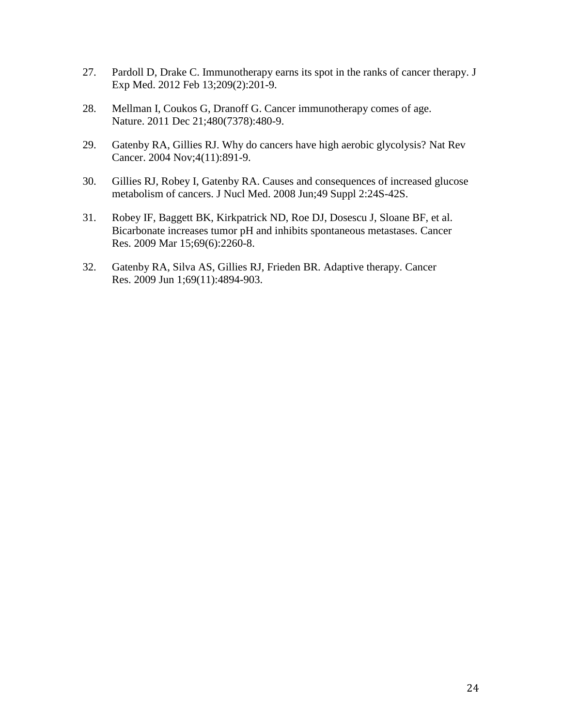27. Pardoll D, Drake C. Immunotherapy earns its spot in the ranks of cancer therapy. J Exp Med. 2012 Feb 13;209(2):201-9.

28. Mellman I, Coukos G, Dranoff G. Cancer immunotherapy comes of age. Nature. 2011 Dec 21;480(7378):480-9.

29. Gatenby RA, Gillies RJ. Why do cancers have high aerobic glycolysis? Nat Rev Cancer. 2004 Nov;4(11):891-9.

30. Gillies RJ, Robey I, Gatenby RA. Causes and consequences of increased glucose metabolism of cancers. J Nucl Med. 2008 Jun;49 Suppl 2:24S-42S.

31. Robey IF, Baggett BK, Kirkpatrick ND, Roe DJ, Dosescu J, Sloane BF, et al. Bicarbonate increases tumor pH and inhibits spontaneous metastases. Cancer Res. 2009 Mar 15;69(6):2260-8.

32. Gatenby RA, Silva AS, Gillies RJ, Frieden BR. Adaptive therapy. Cancer Res. 2009 Jun 1;69(11):4894-903.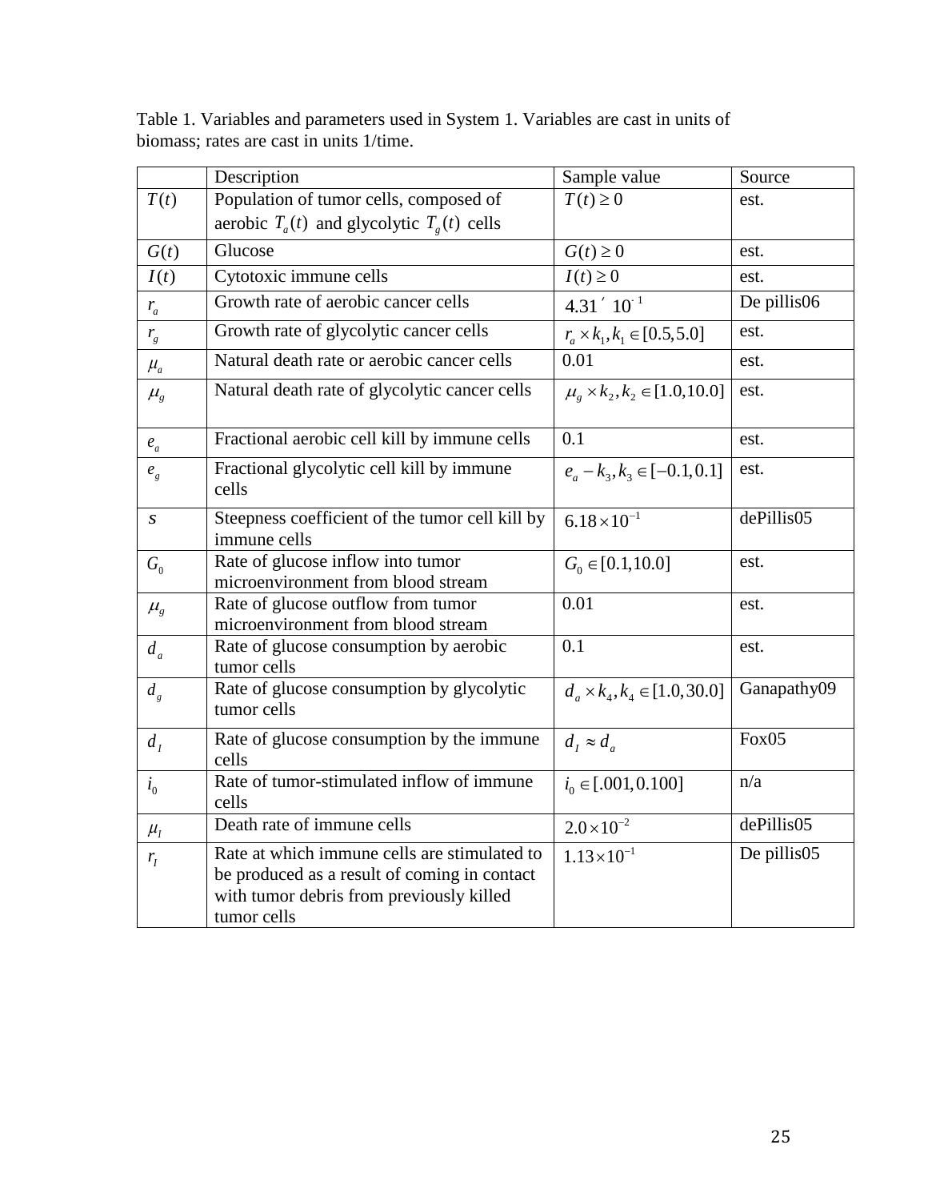Table 1. Variables and parameters used in System 1. Variables are cast in units of biomass; rates are cast in units 1/time.

| | Description | Sample value | Source |
|---|---|---|---|
| $T(t)$ | Population of tumor cells, composed of aerobic $T_a(t)$ and glycolytic $T_g(t)$ cells | $T(t) \geq 0$ | est. |
| $G(t)$ | Glucose | $G(t) \geq 0$ | est. |
| $I(t)$ | Cytotoxic immune cells | $I(t) \geq 0$ | est. |
| $r_a$ | Growth rate of aerobic cancer cells | $4.31 \times 10^{-1}$ | De pillis06 |
| $r_g$ | Growth rate of glycolytic cancer cells | $r_a \times k_1, k_1 \in [0.5, 5.0]$ | est. |
| $\mu_a$ | Natural death rate or aerobic cancer cells | 0.01 | est. |
| $\mu_g$ | Natural death rate of glycolytic cancer cells | $\mu_g \times k_2, k_2 \in [1.0, 10.0]$ | est. |
| $e_a$ | Fractional aerobic cell kill by immune cells | 0.1 | est. |
| $e_g$ | Fractional glycolytic cell kill by immune cells | $e_a - k_3, k_3 \in [-0.1, 0.1]$ | est. |
| $s$ | Steepness coefficient of the tumor cell kill by immune cells | $6.18 \times 10^{-1}$ | dePillis05 |
| $G_0$ | Rate of glucose inflow into tumor microenvironment from blood stream | $G_0 \in [0.1, 10.0]$ | est. |
| $\mu_g$ | Rate of glucose outflow from tumor microenvironment from blood stream | 0.01 | est. |
| $d_a$ | Rate of glucose consumption by aerobic tumor cells | 0.1 | est. |
| $d_g$ | Rate of glucose consumption by glycolytic tumor cells | $d_a \times k_4, k_4 \in [1.0, 30.0]$ | Ganapathy09 |
| $d_I$ | Rate of glucose consumption by the immune cells | $d_I \approx d_a$ | Fox05 |
| $i_0$ | Rate of tumor-stimulated inflow of immune cells | $i_0 \in [.001, 0.100]$ | n/a |
| $\mu_I$ | Death rate of immune cells | $2.0 \times 10^{-2}$ | dePillis05 |
| $r_I$ | Rate at which immune cells are stimulated to be produced as a result of coming in contact with tumor debris from previously killed tumor cells | $1.13 \times 10^{-1}$ | De pillis05 |